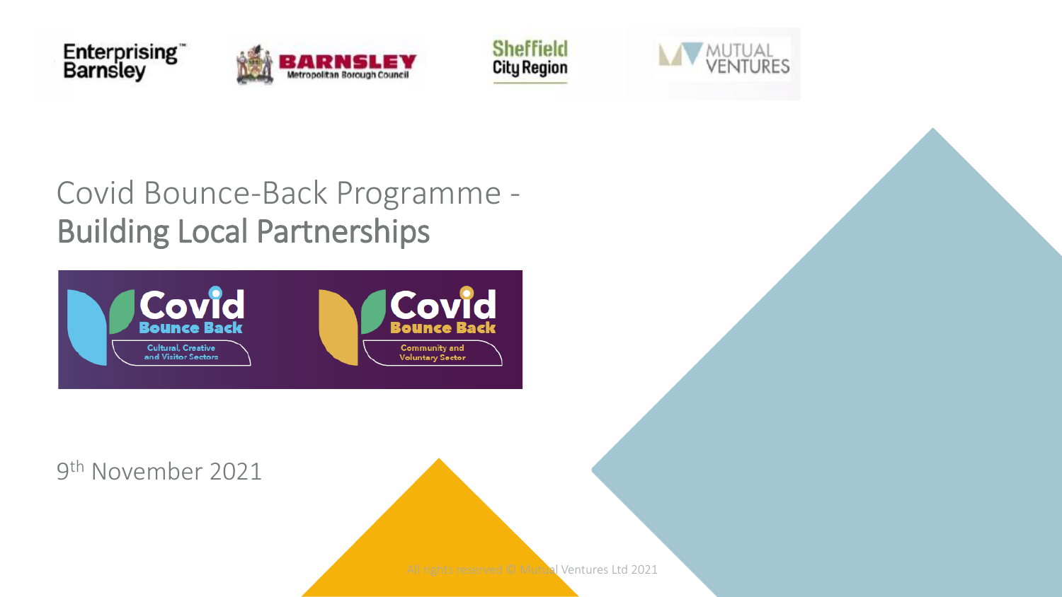Enterprising Barnsley

BARNSLEY Metropolitan Borough Council

Sheffield City Region

MUTUAL VENTURES

# Covid Bounce-Back Programme - Building Local Partnerships

Covid Bounce Back – Cultural, Creative and Visitor Sectors

Covid Bounce Back – Community and Voluntary Sector

9th November 2021

All rights reserved © Mutual Ventures Ltd 2021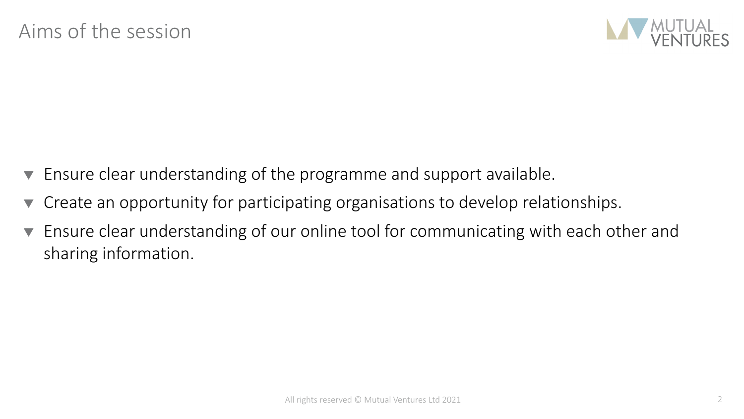# Aims of the session

- Ensure clear understanding of the programme and support available.
- Create an opportunity for participating organisations to develop relationships.
- Ensure clear understanding of our online tool for communicating with each other and sharing information.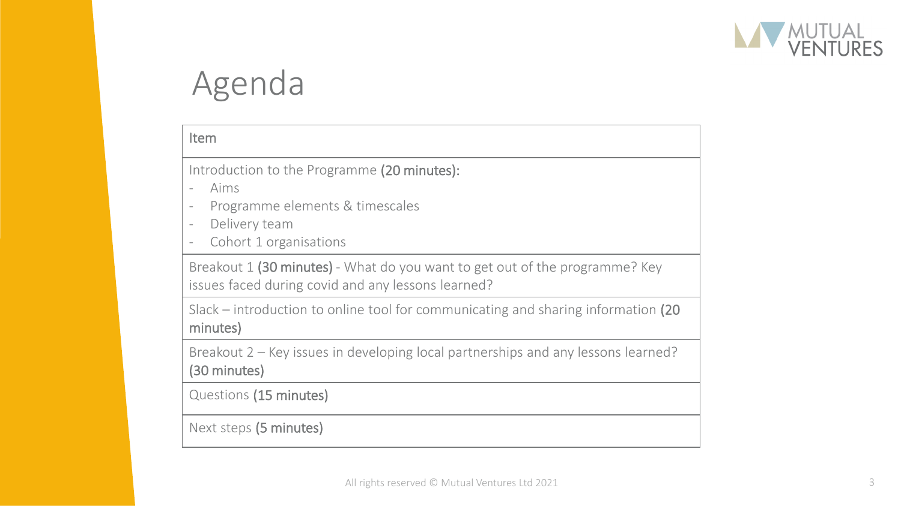# Agenda

| Item |
| --- |
| Introduction to the Programme **(20 minutes):**<br>- Aims<br>- Programme elements & timescales<br>- Delivery team<br>- Cohort 1 organisations |
| Breakout 1 **(30 minutes)** - What do you want to get out of the programme? Key issues faced during covid and any lessons learned? |
| Slack – introduction to online tool for communicating and sharing information **(20 minutes)** |
| Breakout 2 – Key issues in developing local partnerships and any lessons learned? **(30 minutes)** |
| Questions **(15 minutes)** |
| Next steps **(5 minutes)** |

All rights reserved © Mutual Ventures Ltd 2021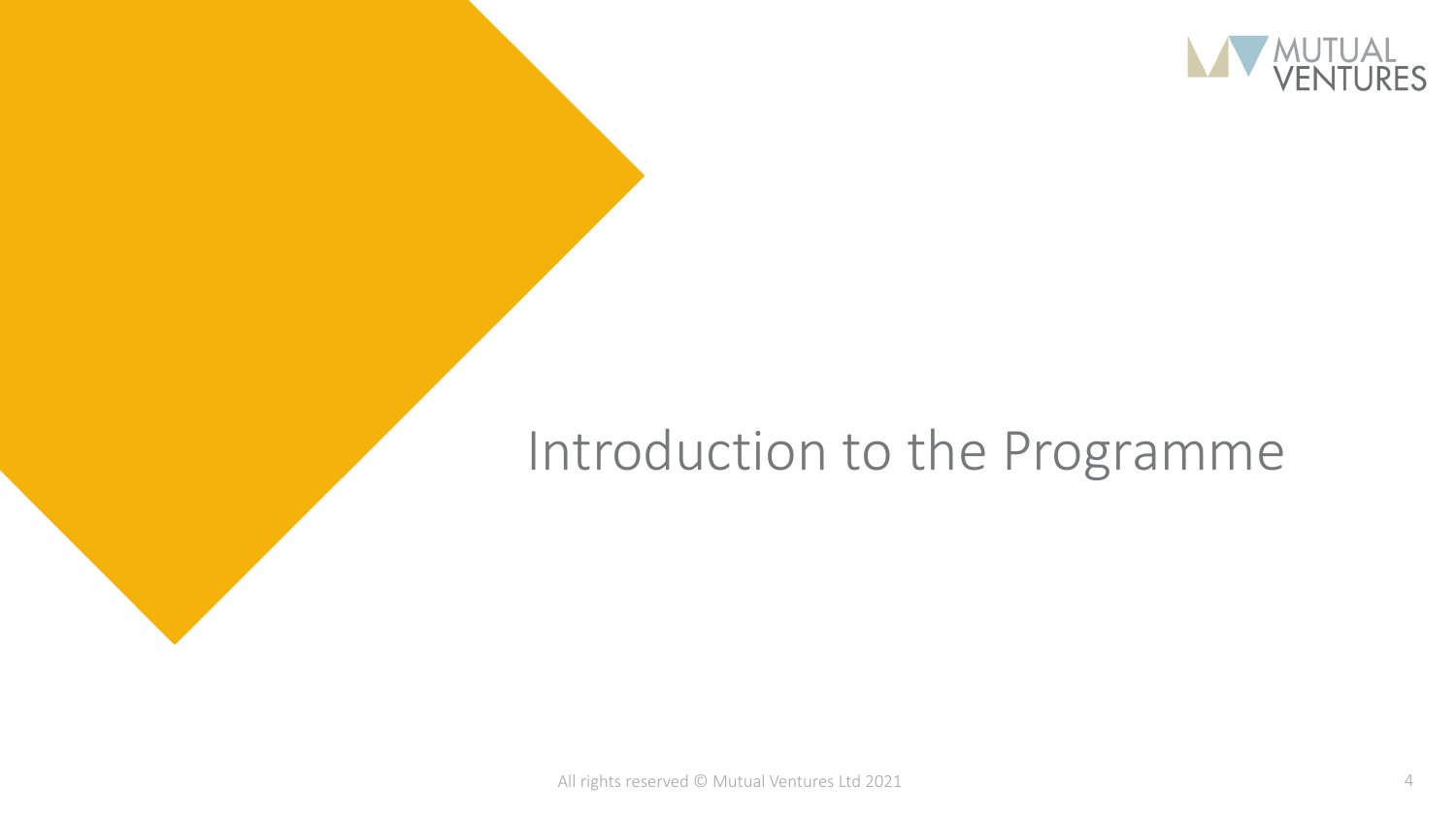# Introduction to the Programme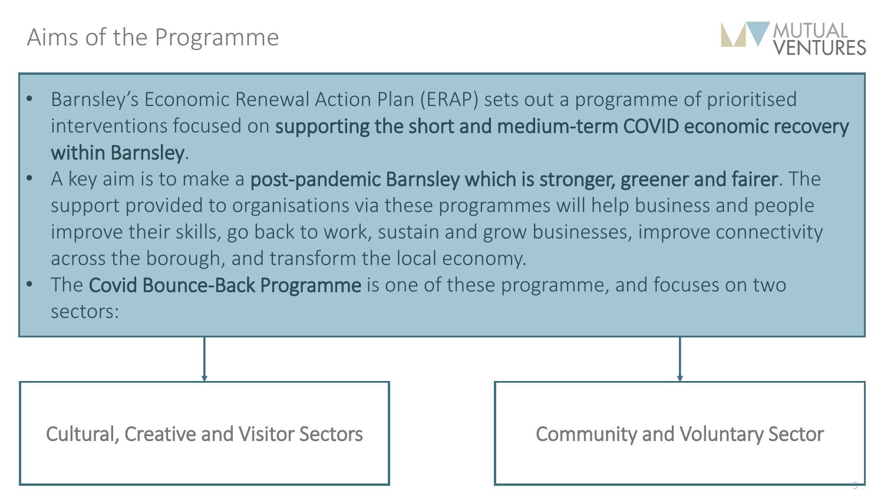# Aims of the Programme

- Barnsley's Economic Renewal Action Plan (ERAP) sets out a programme of prioritised interventions focused on **supporting the short and medium-term COVID economic recovery within Barnsley**.
- A key aim is to make a **post-pandemic Barnsley which is stronger, greener and fairer**. The support provided to organisations via these programmes will help business and people improve their skills, go back to work, sustain and grow businesses, improve connectivity across the borough, and transform the local economy.
- The **Covid Bounce-Back Programme** is one of these programme, and focuses on two sectors:

Cultural, Creative and Visitor Sectors

Community and Voluntary Sector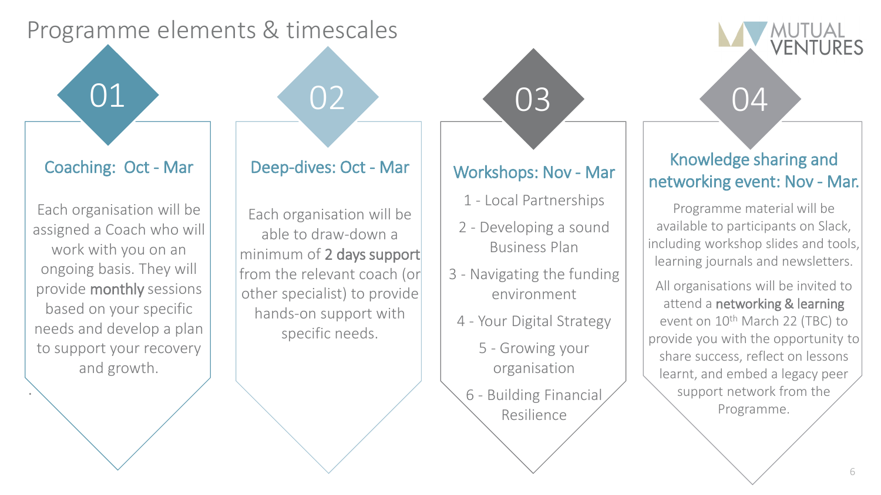# Programme elements & timescales

## 01

### Coaching: Oct - Mar

Each organisation will be assigned a Coach who will work with you on an ongoing basis. They will provide **monthly** sessions based on your specific needs and develop a plan to support your recovery and growth.

## 02

### Deep-dives: Oct - Mar

Each organisation will be able to draw-down a minimum of **2 days support** from the relevant coach (or other specialist) to provide hands-on support with specific needs.

## 03

### Workshops: Nov - Mar

1 - Local Partnerships

2 - Developing a sound Business Plan

3 - Navigating the funding environment

4 - Your Digital Strategy

5 - Growing your organisation

6 - Building Financial Resilience

## 04

### Knowledge sharing and networking event: Nov - Mar.

Programme material will be available to participants on Slack, including workshop slides and tools, learning journals and newsletters.

All organisations will be invited to attend a **networking & learning** event on 10th March 22 (TBC) to provide you with the opportunity to share success, reflect on lessons learnt, and embed a legacy peer support network from the Programme.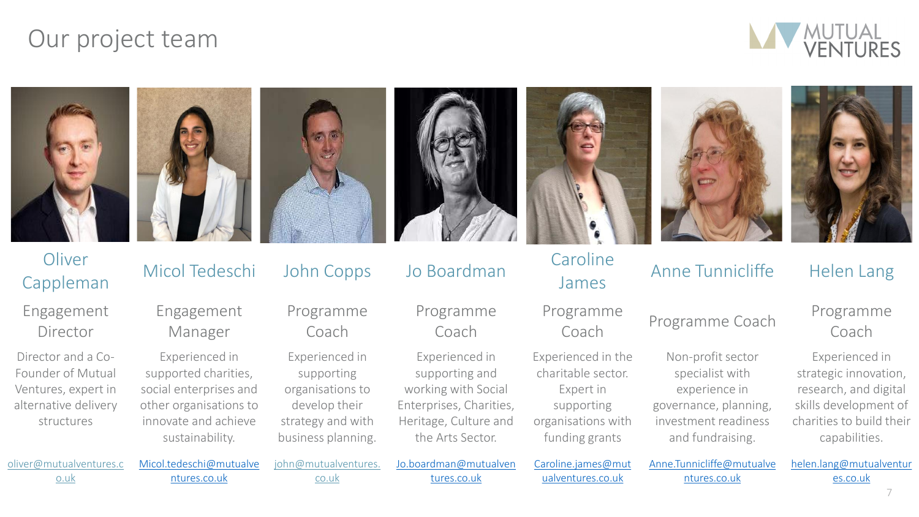# Our project team

MUTUAL VENTURES

### Oliver Cappleman

**Engagement Director**

Director and a Co-Founder of Mutual Ventures, expert in alternative delivery structures

oliver@mutualventures.co.uk

### Micol Tedeschi

**Engagement Manager**

Experienced in supported charities, social enterprises and other organisations to innovate and achieve sustainability.

Micol.tedeschi@mutualventures.co.uk

### John Copps

**Programme Coach**

Experienced in supporting organisations to develop their strategy and with business planning.

john@mutualventures.co.uk

### Jo Boardman

**Programme Coach**

Experienced in supporting and working with Social Enterprises, Charities, Heritage, Culture and the Arts Sector.

Jo.boardman@mutualventures.co.uk

### Caroline James

**Programme Coach**

Experienced in the charitable sector. Expert in supporting organisations with funding grants

Caroline.james@mutualventures.co.uk

### Anne Tunnicliffe

**Programme Coach**

Non-profit sector specialist with experience in governance, planning, investment readiness and fundraising.

Anne.Tunnicliffe@mutualventures.co.uk

### Helen Lang

**Programme Coach**

Experienced in strategic innovation, research, and digital skills development of charities to build their capabilities.

helen.lang@mutualventures.co.uk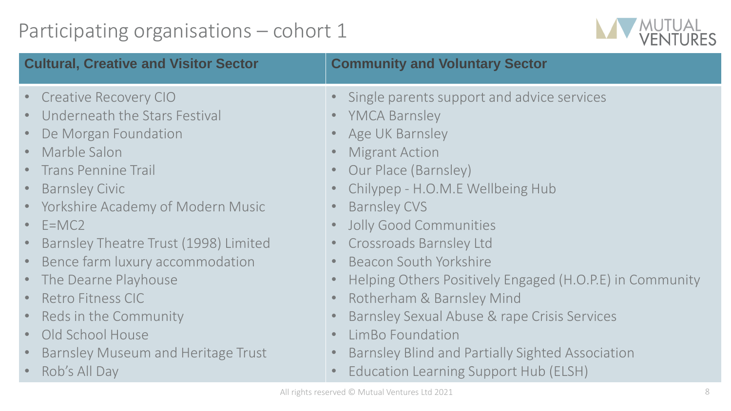# Participating organisations – cohort 1

| Cultural, Creative and Visitor Sector | Community and Voluntary Sector |
|---|---|
| • Creative Recovery CIO | • Single parents support and advice services |
| • Underneath the Stars Festival | • YMCA Barnsley |
| • De Morgan Foundation | • Age UK Barnsley |
| • Marble Salon | • Migrant Action |
| • Trans Pennine Trail | • Our Place (Barnsley) |
| • Barnsley Civic | • Chilypep - H.O.M.E Wellbeing Hub |
| • Yorkshire Academy of Modern Music | • Barnsley CVS |
| • E=MC2 | • Jolly Good Communities |
| • Barnsley Theatre Trust (1998) Limited | • Crossroads Barnsley Ltd |
| • Bence farm luxury accommodation | • Beacon South Yorkshire |
| • The Dearne Playhouse | • Helping Others Positively Engaged (H.O.P.E) in Community |
| • Retro Fitness CIC | • Rotherham & Barnsley Mind |
| • Reds in the Community | • Barnsley Sexual Abuse & rape Crisis Services |
| • Old School House | • LimBo Foundation |
| • Barnsley Museum and Heritage Trust | • Barnsley Blind and Partially Sighted Association |
| • Rob's All Day | • Education Learning Support Hub (ELSH) |

All rights reserved © Mutual Ventures Ltd 2021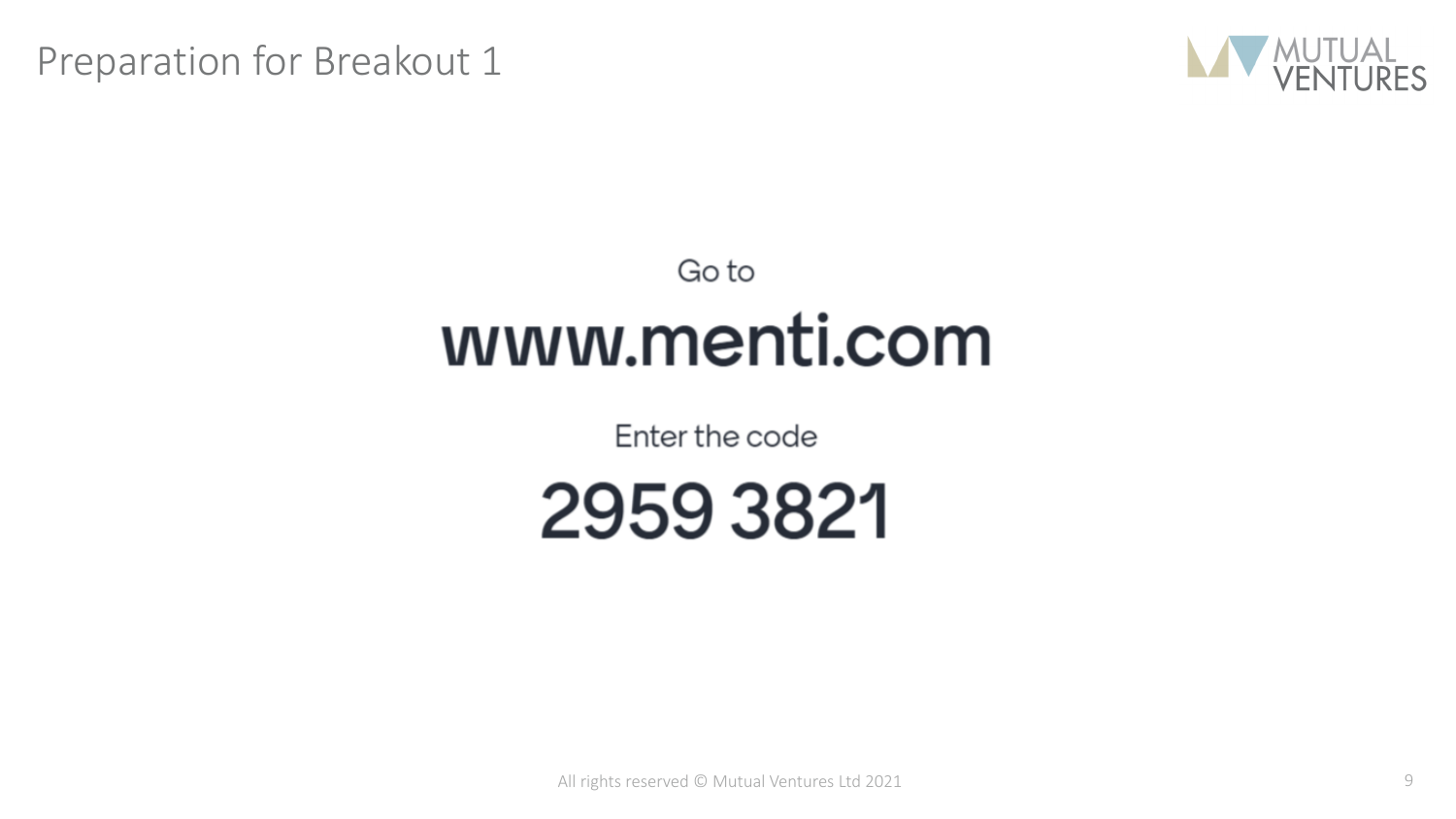# Preparation for Breakout 1

Go to

## www.menti.com

Enter the code

## 2959 3821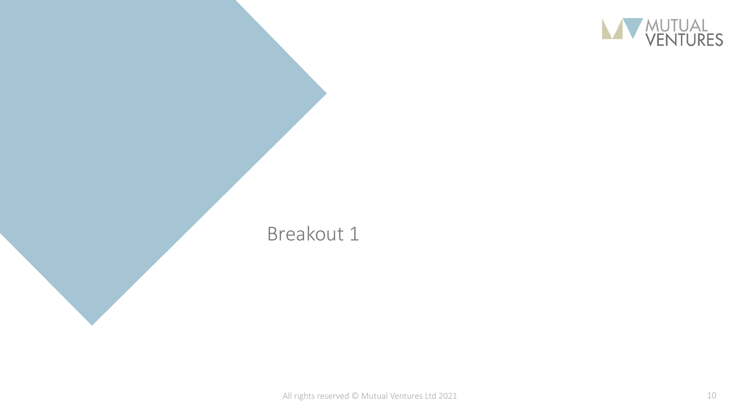# Breakout 1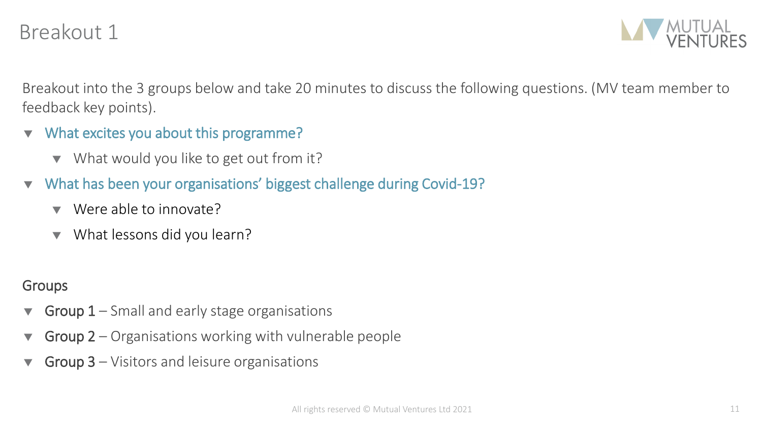# Breakout 1

Breakout into the 3 groups below and take 20 minutes to discuss the following questions. (MV team member to feedback key points).

- What excites you about this programme?
  - What would you like to get out from it?
- What has been your organisations' biggest challenge during Covid-19?
  - Were able to innovate?
  - What lessons did you learn?

Groups

- Group 1 – Small and early stage organisations
- Group 2 – Organisations working with vulnerable people
- Group 3 – Visitors and leisure organisations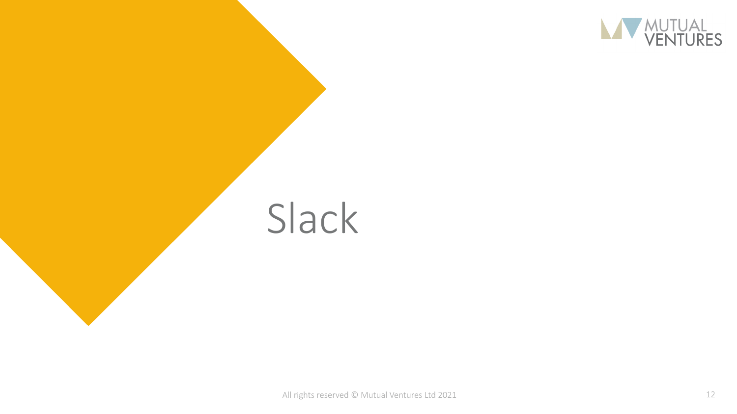# Slack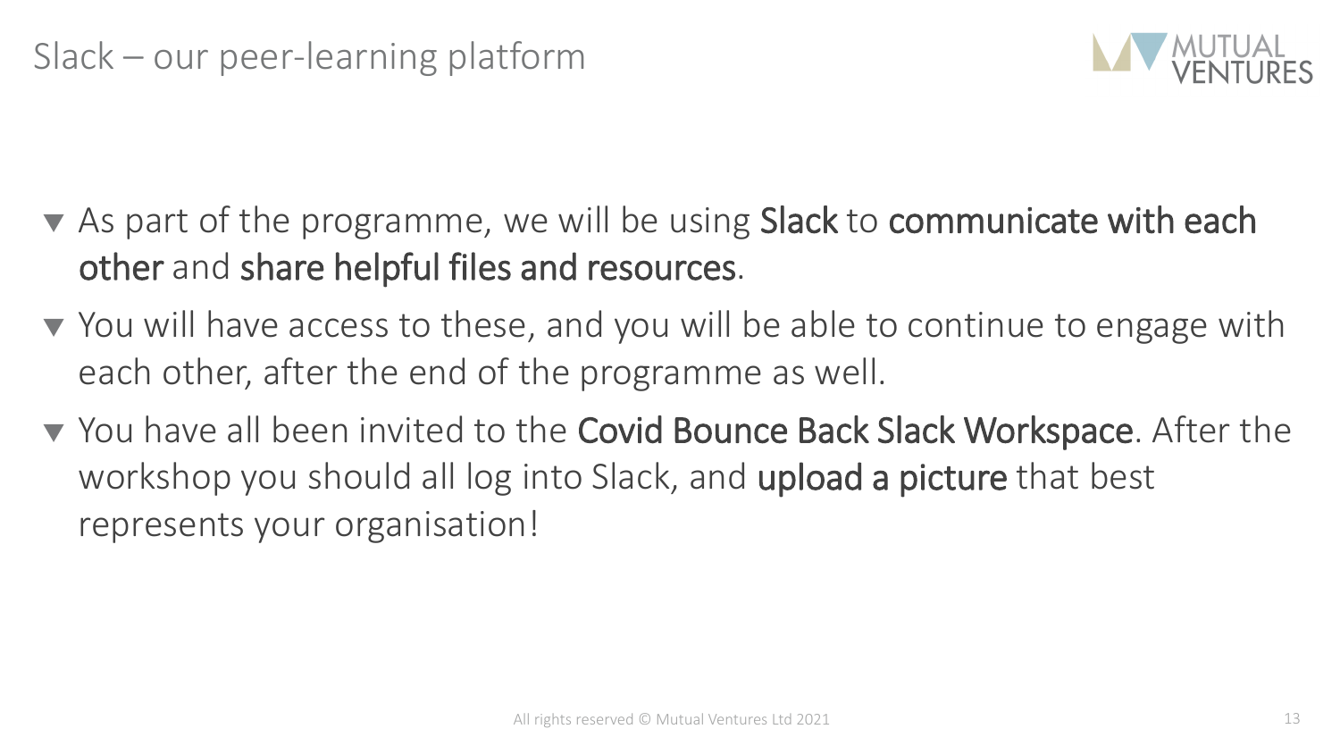# Slack – our peer-learning platform

- As part of the programme, we will be using **Slack** to **communicate with each other** and **share helpful files and resources**.
- You will have access to these, and you will be able to continue to engage with each other, after the end of the programme as well.
- You have all been invited to the **Covid Bounce Back Slack Workspace**. After the workshop you should all log into Slack, and **upload a picture** that best represents your organisation!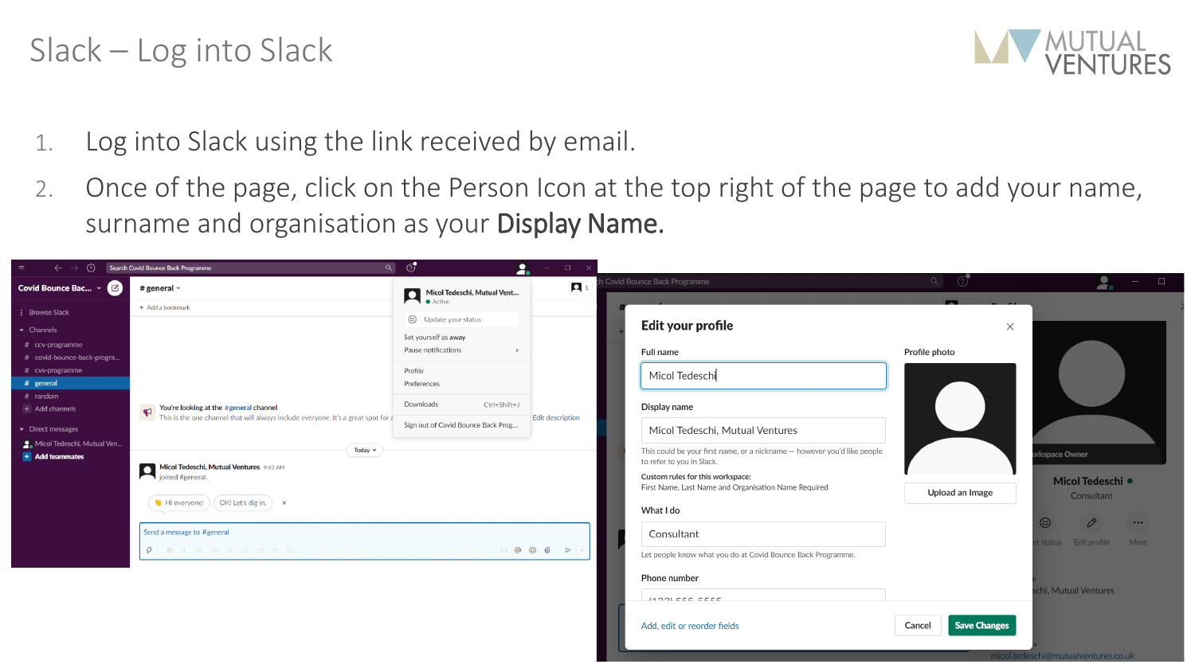# Slack – Log into Slack

1. Log into Slack using the link received by email.
2. Once of the page, click on the Person Icon at the top right of the page to add your name, surname and organisation as your **Display Name.**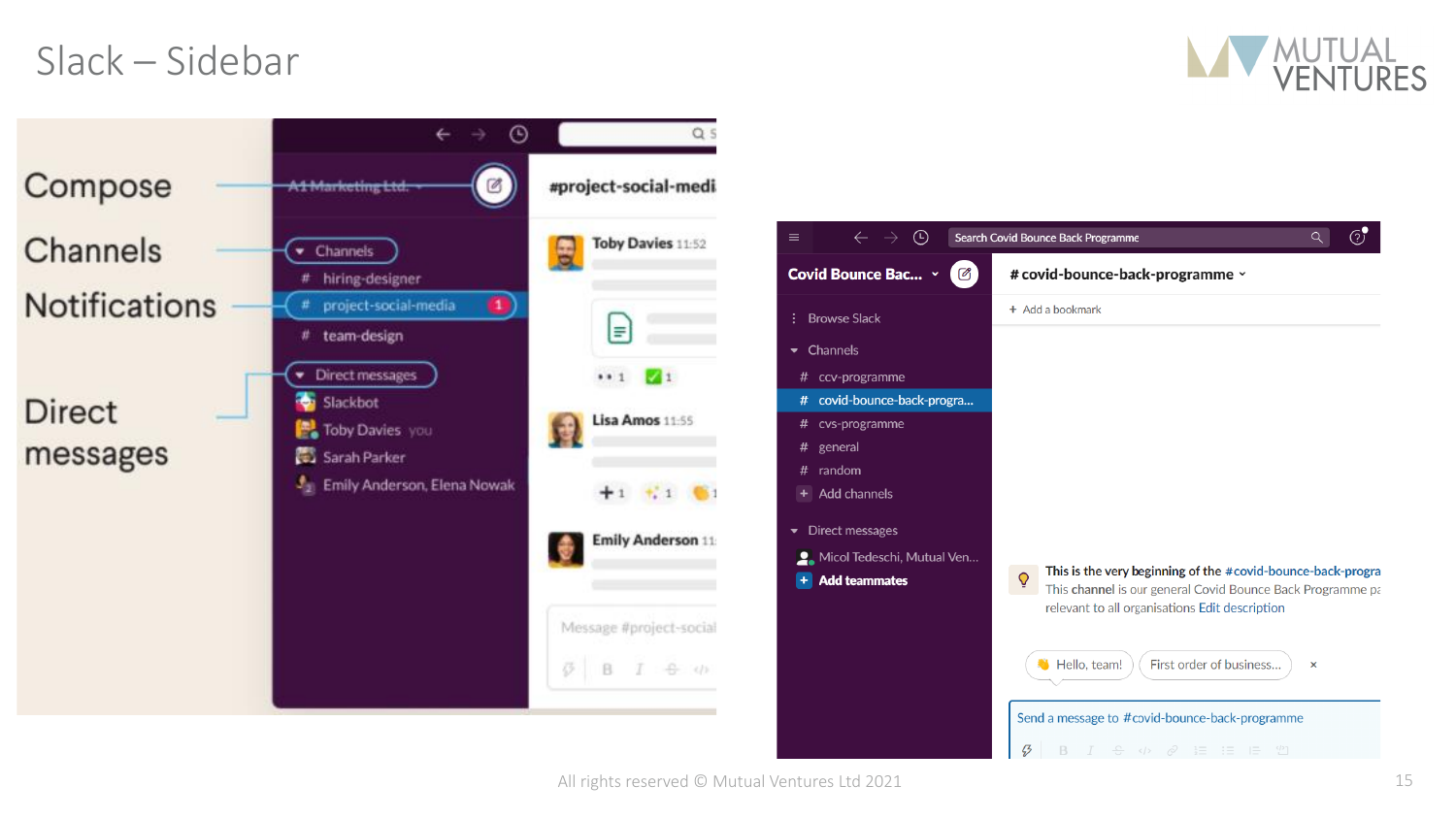# Slack – Sidebar

Compose

Channels

Notifications

Direct messages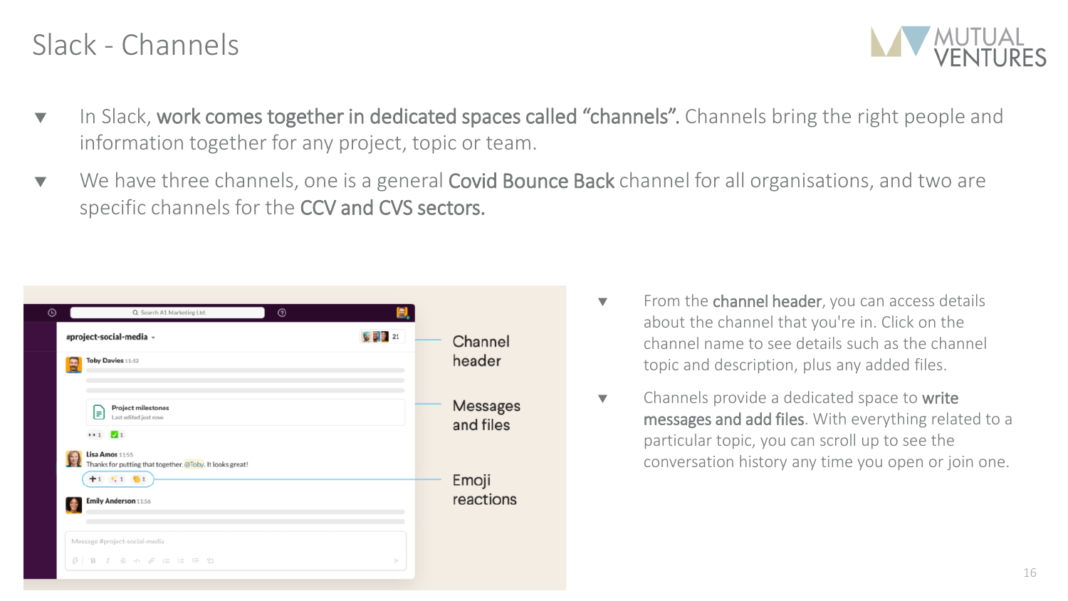# Slack - Channels

- In Slack, **work comes together in dedicated spaces called "channels".** Channels bring the right people and information together for any project, topic or team.
- We have three channels, one is a general **Covid Bounce Back** channel for all organisations, and two are specific channels for the **CCV and CVS sectors.**

Channel header

Messages and files

Emoji reactions

- From the **channel header**, you can access details about the channel that you're in. Click on the channel name to see details such as the channel topic and description, plus any added files.
- Channels provide a dedicated space to **write messages and add files**. With everything related to a particular topic, you can scroll up to see the conversation history any time you open or join one.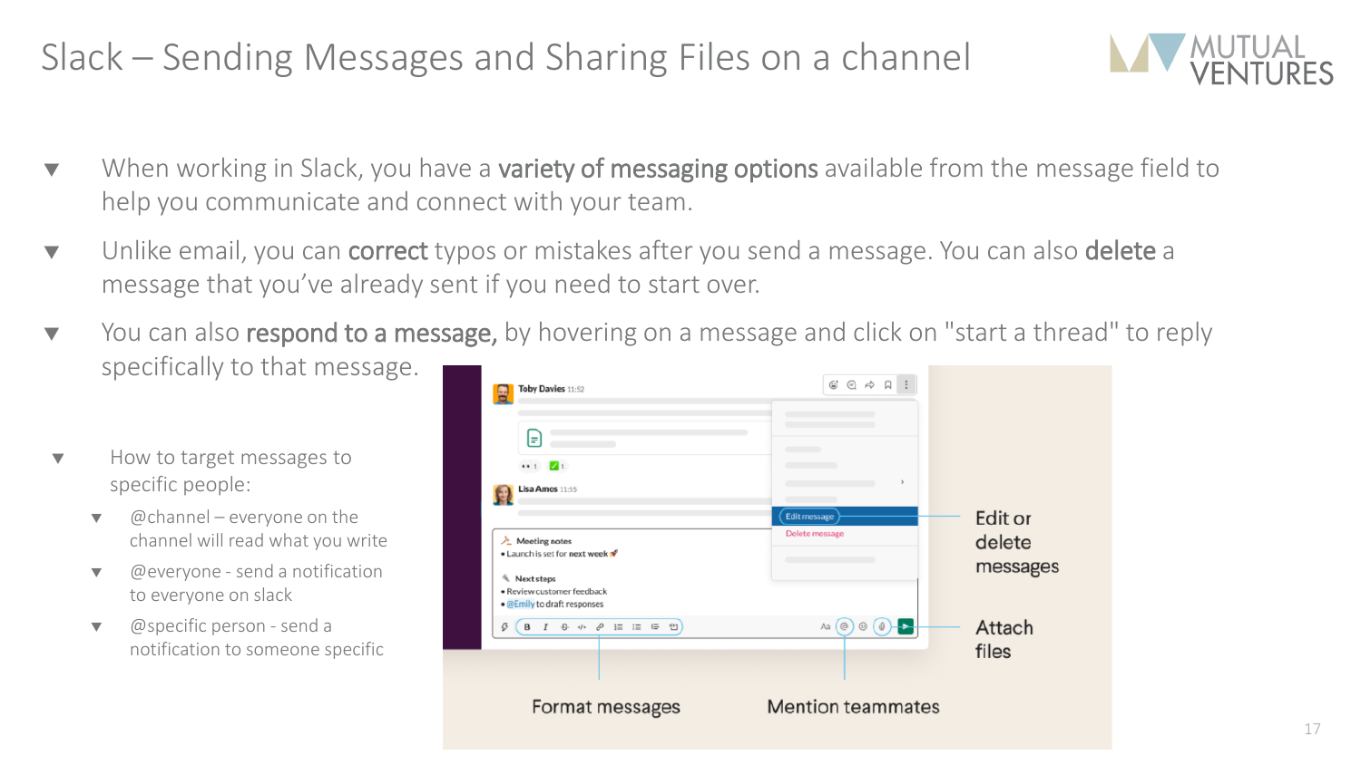# Slack – Sending Messages and Sharing Files on a channel

- When working in Slack, you have a **variety of messaging options** available from the message field to help you communicate and connect with your team.
- Unlike email, you can **correct** typos or mistakes after you send a message. You can also **delete** a message that you've already sent if you need to start over.
- You can also **respond to a message,** by hovering on a message and click on "start a thread" to reply specifically to that message.

- How to target messages to specific people:
  - @channel – everyone on the channel will read what you write
  - @everyone - send a notification to everyone on slack
  - @specific person - send a notification to someone specific

Edit or delete messages

Attach files

Format messages

Mention teammates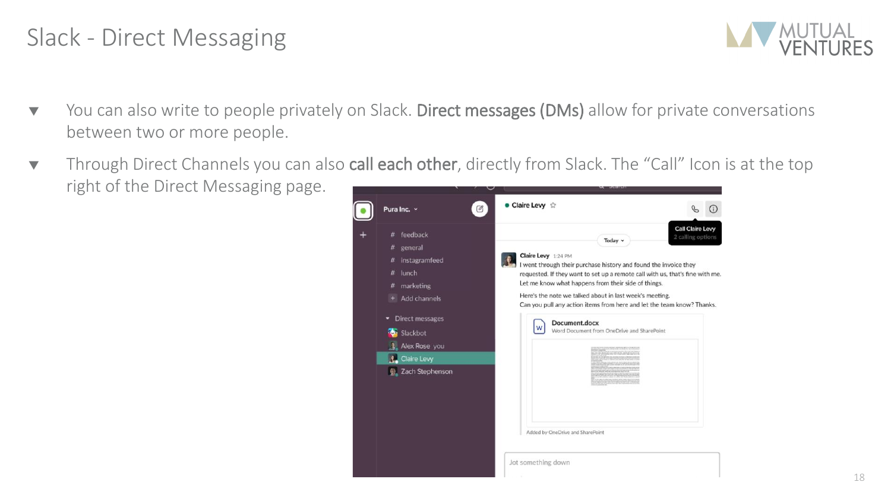# Slack - Direct Messaging

- You can also write to people privately on Slack. **Direct messages (DMs)** allow for private conversations between two or more people.
- Through Direct Channels you can also **call each other**, directly from Slack. The "Call" Icon is at the top right of the Direct Messaging page.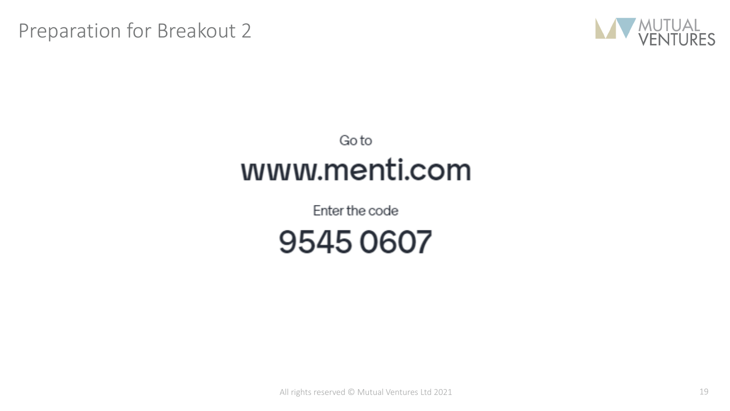# Preparation for Breakout 2

Go to

## www.menti.com

Enter the code

## 9545 0607

All rights reserved © Mutual Ventures Ltd 2021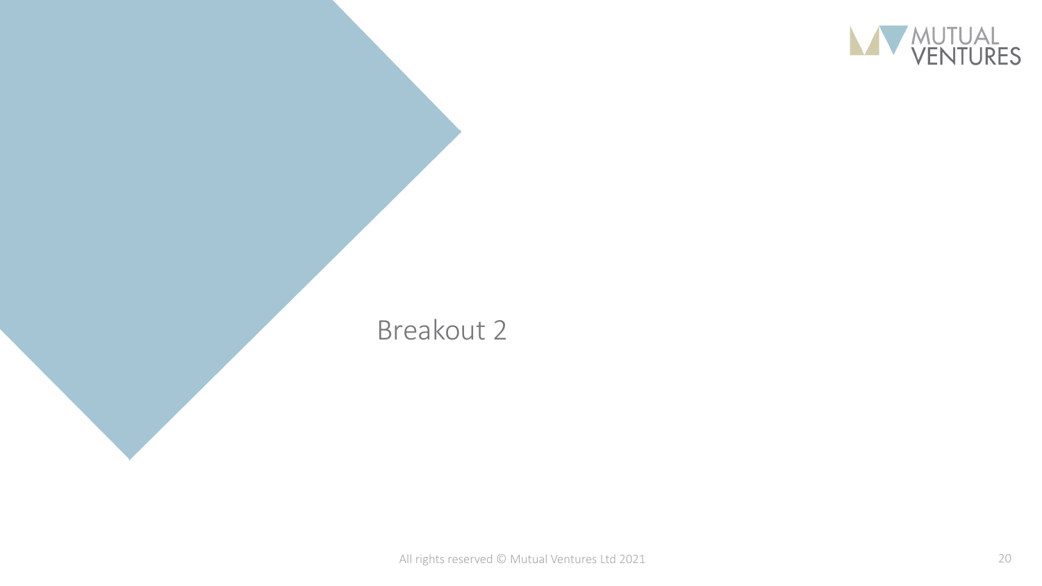# Breakout 2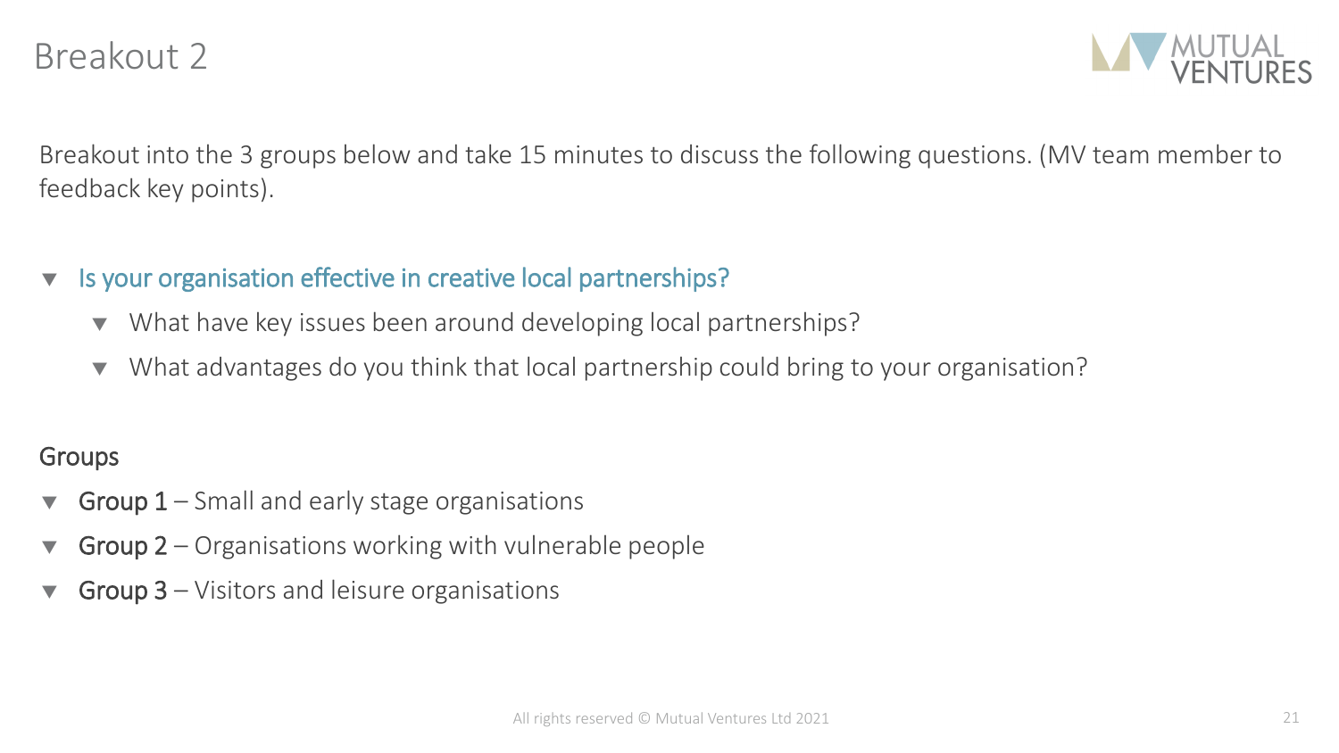# Breakout 2

Breakout into the 3 groups below and take 15 minutes to discuss the following questions. (MV team member to feedback key points).

- Is your organisation effective in creative local partnerships?
  - What have key issues been around developing local partnerships?
  - What advantages do you think that local partnership could bring to your organisation?

Groups

- Group 1 – Small and early stage organisations
- Group 2 – Organisations working with vulnerable people
- Group 3 – Visitors and leisure organisations

All rights reserved © Mutual Ventures Ltd 2021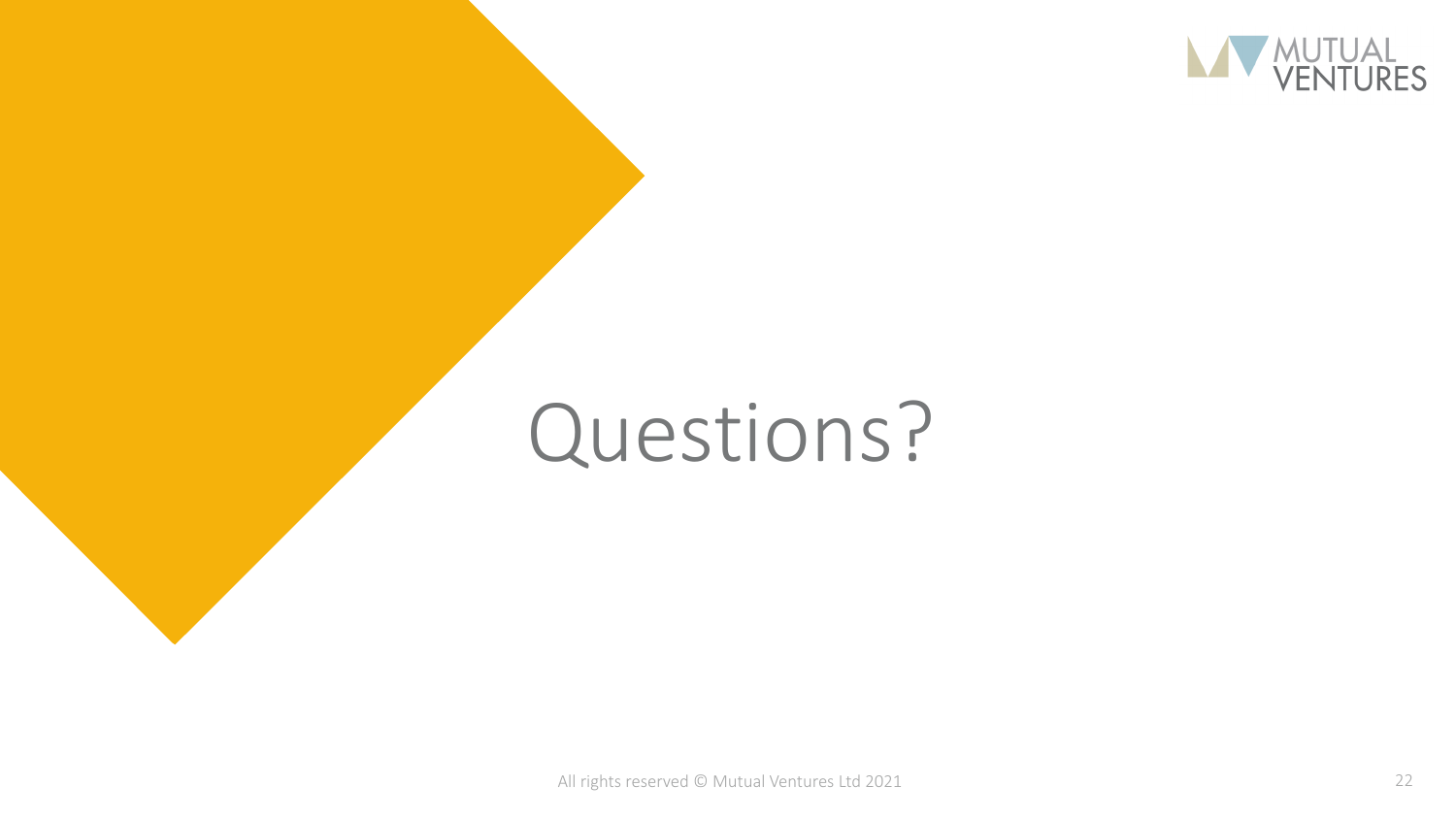# Questions?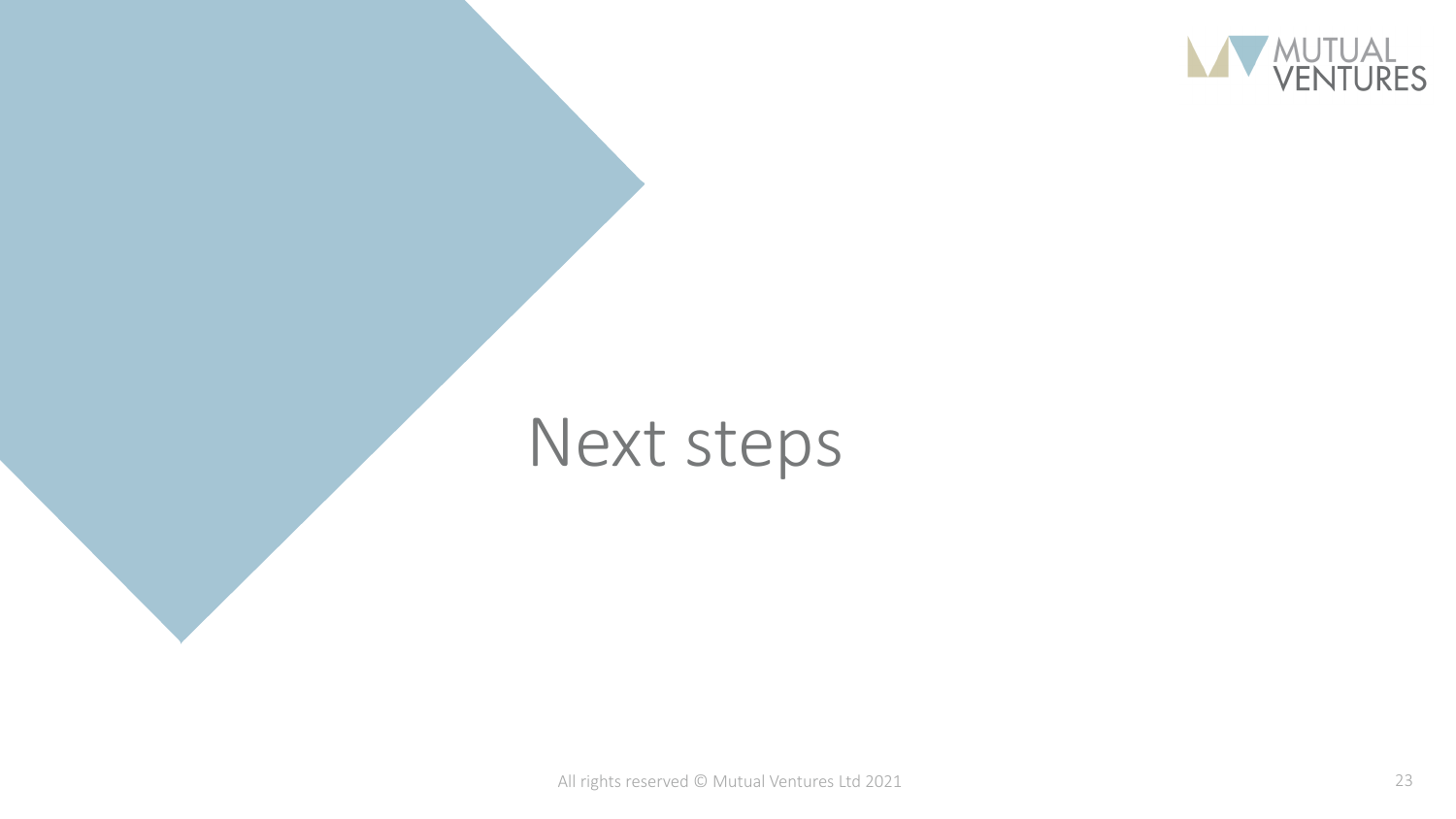# Next steps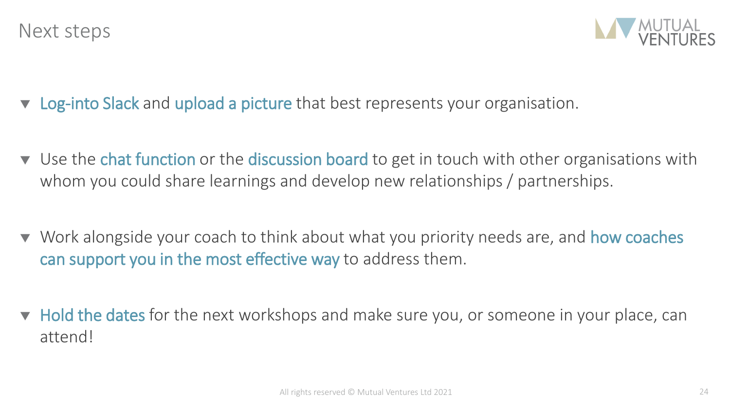# Next steps

- Log-into Slack and upload a picture that best represents your organisation.
- Use the chat function or the discussion board to get in touch with other organisations with whom you could share learnings and develop new relationships / partnerships.
- Work alongside your coach to think about what you priority needs are, and how coaches can support you in the most effective way to address them.
- Hold the dates for the next workshops and make sure you, or someone in your place, can attend!

All rights reserved © Mutual Ventures Ltd 2021